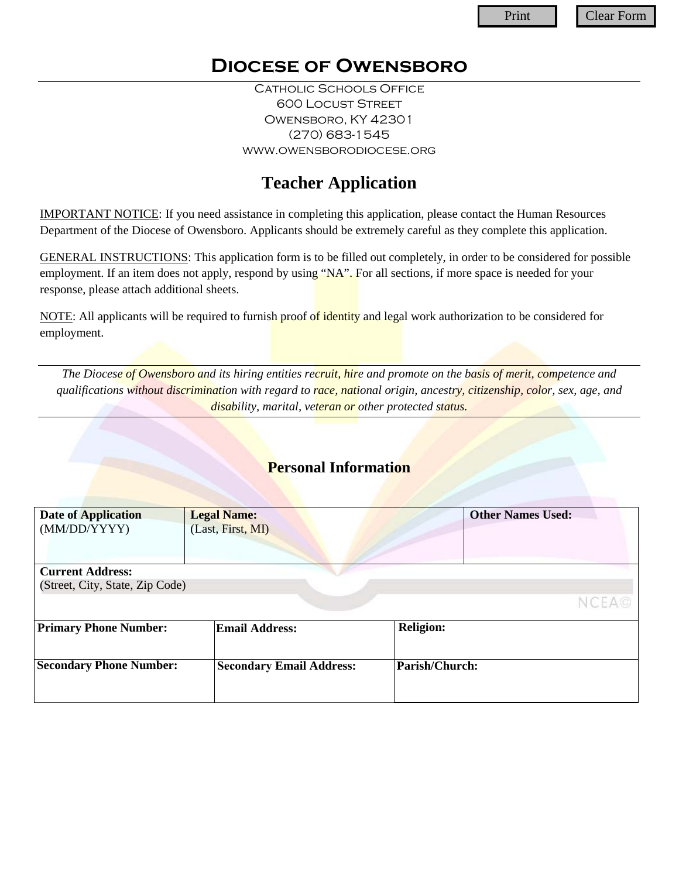Print | Clear Form

# Diocese of Owensboro

Catholic Schools Office
600 Locust Street
Owensboro, KY 42301
(270) 683-1545
www.owensborodiocese.org

## Teacher Application

IMPORTANT NOTICE: If you need assistance in completing this application, please contact the Human Resources Department of the Diocese of Owensboro. Applicants should be extremely careful as they complete this application.

GENERAL INSTRUCTIONS: This application form is to be filled out completely, in order to be considered for possible employment. If an item does not apply, respond by using "NA". For all sections, if more space is needed for your response, please attach additional sheets.

NOTE: All applicants will be required to furnish proof of identity and legal work authorization to be considered for employment.

*The Diocese of Owensboro and its hiring entities recruit, hire and promote on the basis of merit, competence and qualifications without discrimination with regard to race, national origin, ancestry, citizenship, color, sex, age, and disability, marital, veteran or other protected status.*

### Personal Information

| **Date of Application** (MM/DD/YYYY) | **Legal Name:** (Last, First, MI) | **Other Names Used:** |
|---|---|---|
| **Current Address:** (Street, City, State, Zip Code) | | |

| **Primary Phone Number:** | **Email Address:** | **Religion:** |
|---|---|---|
| **Secondary Phone Number:** | **Secondary Email Address:** | **Parish/Church:** |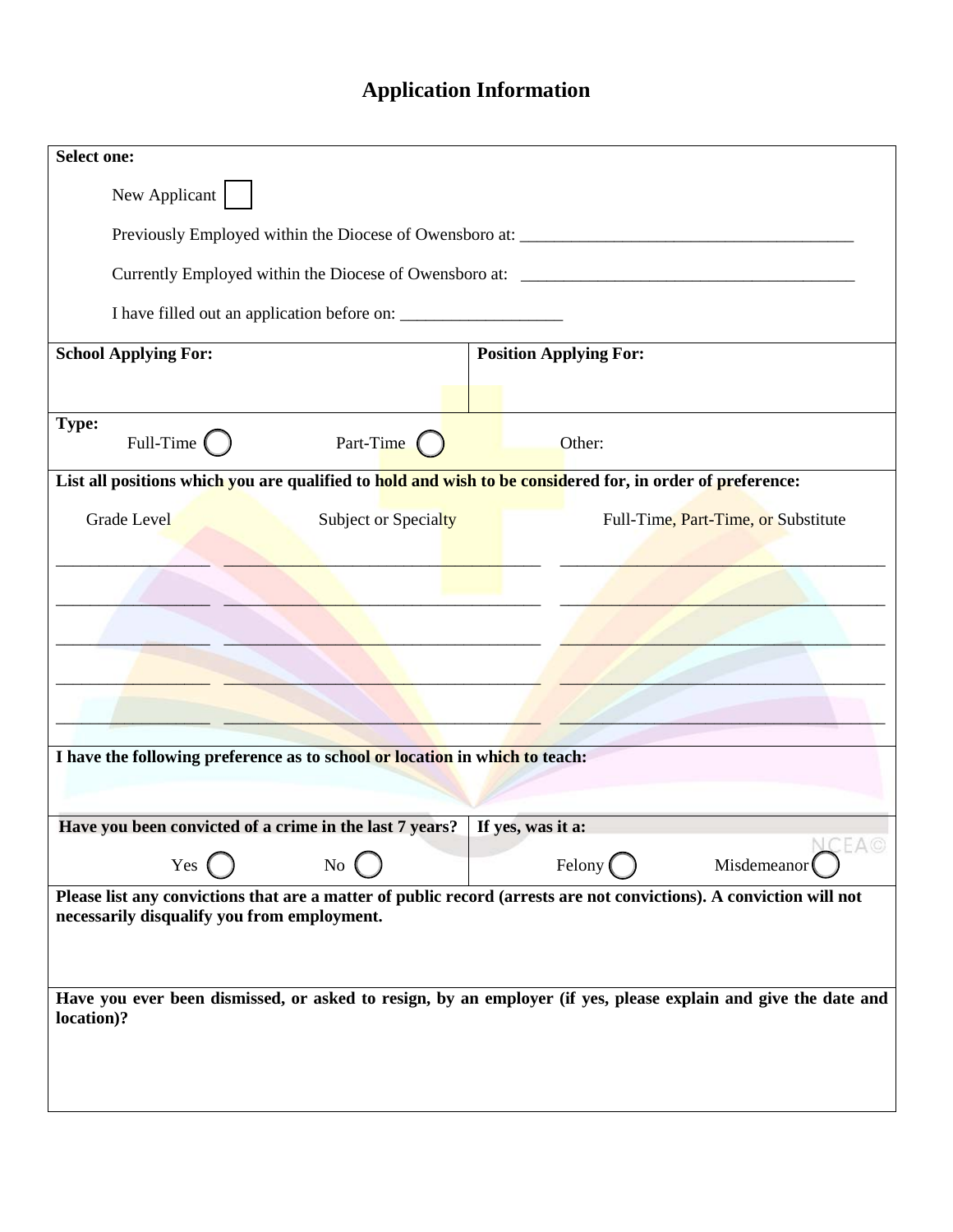# Application Information

**Select one:**

New Applicant ☐

Previously Employed within the Diocese of Owensboro at: _______________________________________

Currently Employed within the Diocese of Owensboro at: _______________________________________

I have filled out an application before on: ___________________

| **School Applying For:** | **Position Applying For:** |
|---|---|
| | |

**Type:**

Full-Time ◯ Part-Time ◯ Other:

**List all positions which you are qualified to hold and wish to be considered for, in order of preference:**

| Grade Level | Subject or Specialty | Full-Time, Part-Time, or Substitute |
|---|---|---|
| _________________ | ___________________________________ | ___________________________________ |
| _________________ | ___________________________________ | ___________________________________ |
| _________________ | ___________________________________ | ___________________________________ |
| _________________ | ___________________________________ | ___________________________________ |
| _________________ | ___________________________________ | ___________________________________ |

**I have the following preference as to school or location in which to teach:**

| **Have you been convicted of a crime in the last 7 years?** | **If yes, was it a:** |
|---|---|
| Yes ◯ No ◯ | Felony ◯ Misdemeanor ◯ |

**Please list any convictions that are a matter of public record (arrests are not convictions). A conviction will not necessarily disqualify you from employment.**

**Have you ever been dismissed, or asked to resign, by an employer (if yes, please explain and give the date and location)?**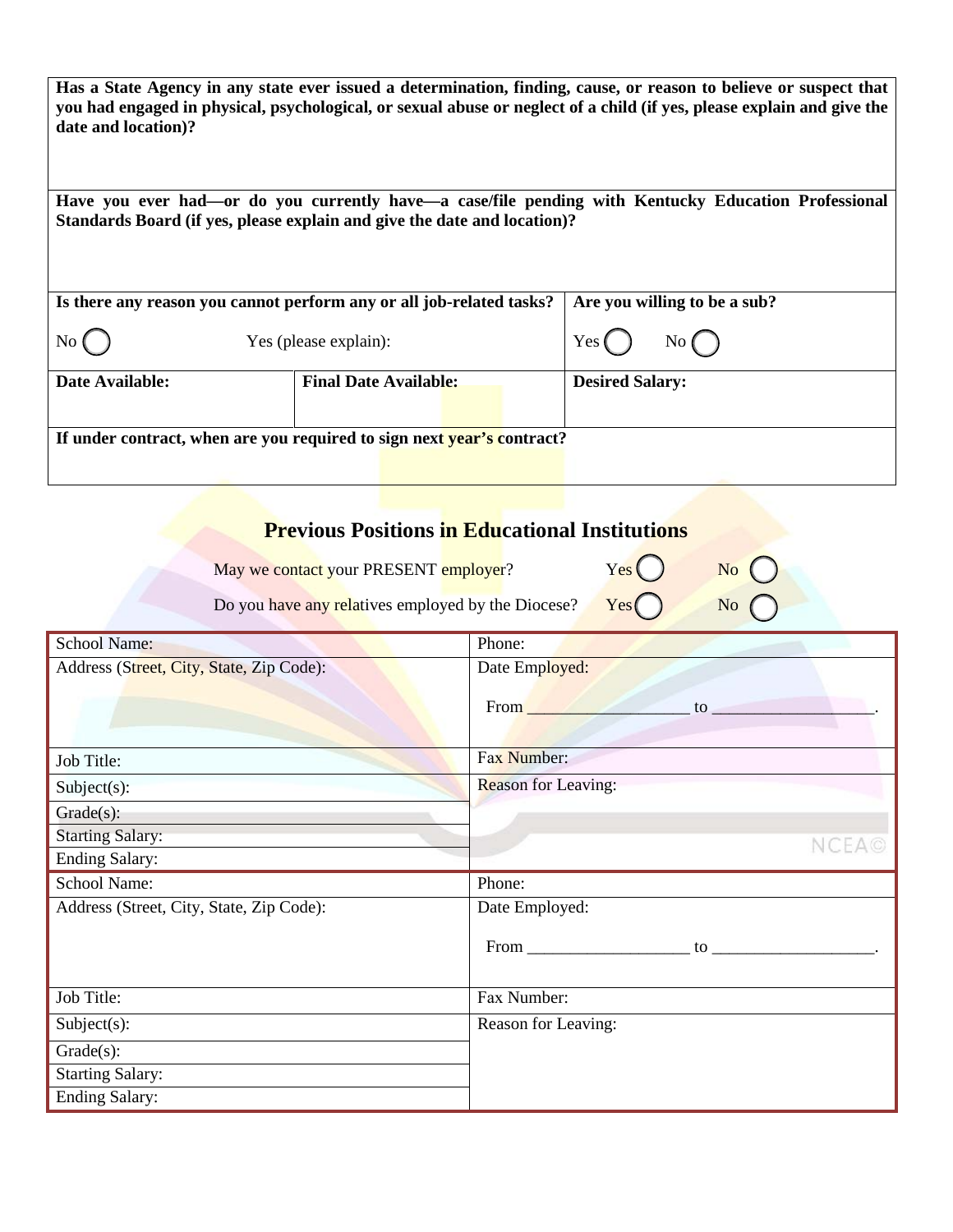| **Has a State Agency in any state ever issued a determination, finding, cause, or reason to believe or suspect that you had engaged in physical, psychological, or sexual abuse or neglect of a child (if yes, please explain and give the date and location)?** | | |
|---|---|---|
| **Have you ever had—or do you currently have—a case/file pending with Kentucky Education Professional Standards Board (if yes, please explain and give the date and location)?** | | |
| **Is there any reason you cannot perform any or all job-related tasks?**<br>No ◯ Yes (please explain): | | **Are you willing to be a sub?**<br>Yes ◯ No ◯ |
| **Date Available:** | **Final Date Available:** | **Desired Salary:** |
| **If under contract, when are you required to sign next year's contract?** | | |

## Previous Positions in Educational Institutions

May we contact your PRESENT employer? Yes ◯ No ◯

Do you have any relatives employed by the Diocese? Yes ◯ No ◯

| | |
|---|---|
| School Name: | Phone: |
| Address (Street, City, State, Zip Code): | Date Employed:<br>From ___________________ to ___________________. |
| Job Title: | Fax Number: |
| Subject(s): | Reason for Leaving: |
| Grade(s): | |
| Starting Salary: | |
| Ending Salary: | |

| | |
|---|---|
| School Name: | Phone: |
| Address (Street, City, State, Zip Code): | Date Employed:<br>From ___________________ to ___________________. |
| Job Title: | Fax Number: |
| Subject(s): | Reason for Leaving: |
| Grade(s): | |
| Starting Salary: | |
| Ending Salary: | |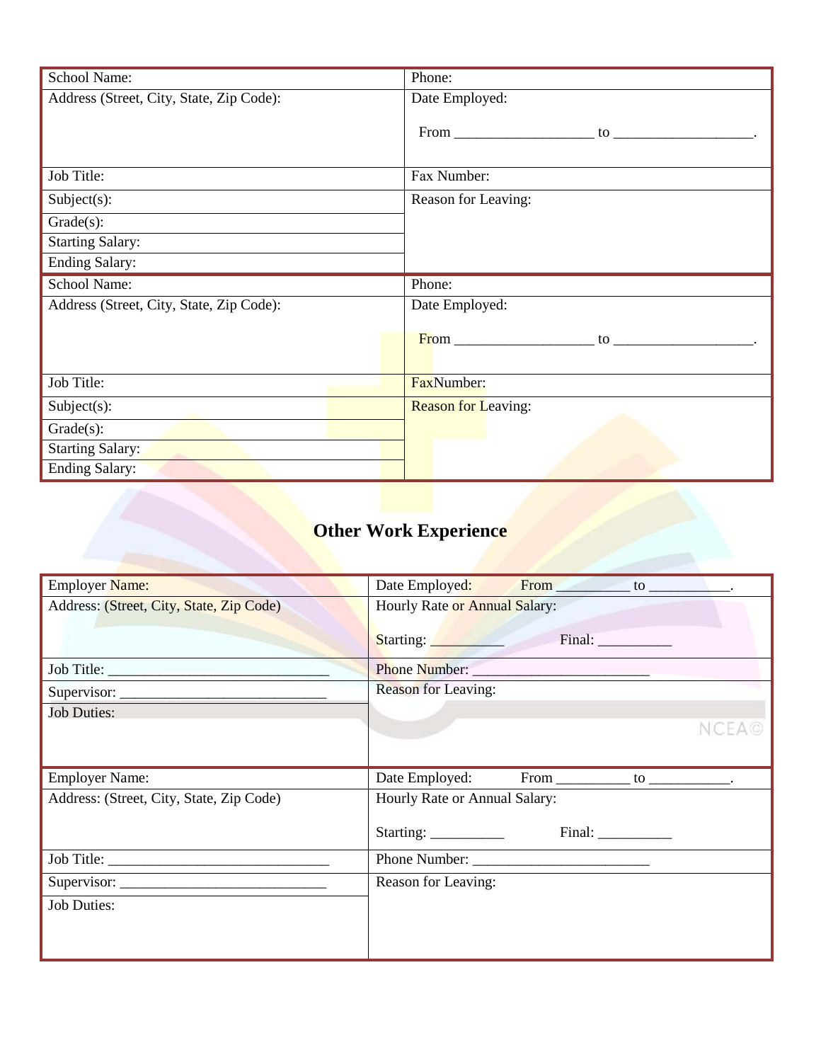| School Name: | Phone: |
|---|---|
| Address (Street, City, State, Zip Code): | Date Employed:<br><br>From __________________ to __________________. |
| Job Title: | Fax Number: |
| Subject(s): | Reason for Leaving: |
| Grade(s): | |
| Starting Salary: | |
| Ending Salary: | |

| School Name: | Phone: |
|---|---|
| Address (Street, City, State, Zip Code): | Date Employed:<br><br>From __________________ to __________________. |
| Job Title: | FaxNumber: |
| Subject(s): | Reason for Leaving: |
| Grade(s): | |
| Starting Salary: | |
| Ending Salary: | |

## Other Work Experience

| Employer Name: | Date Employed: From _________ to __________. |
|---|---|
| Address: (Street, City, State, Zip Code) | Hourly Rate or Annual Salary:<br><br>Starting: _________ Final: _________ |
| Job Title: _____________________________ | Phone Number: _______________________ |
| Supervisor: ___________________________ | Reason for Leaving: |
| Job Duties: | |

| Employer Name: | Date Employed: From _________ to __________. |
|---|---|
| Address: (Street, City, State, Zip Code) | Hourly Rate or Annual Salary:<br><br>Starting: _________ Final: _________ |
| Job Title: _____________________________ | Phone Number: _______________________ |
| Supervisor: ___________________________ | Reason for Leaving: |
| Job Duties: | |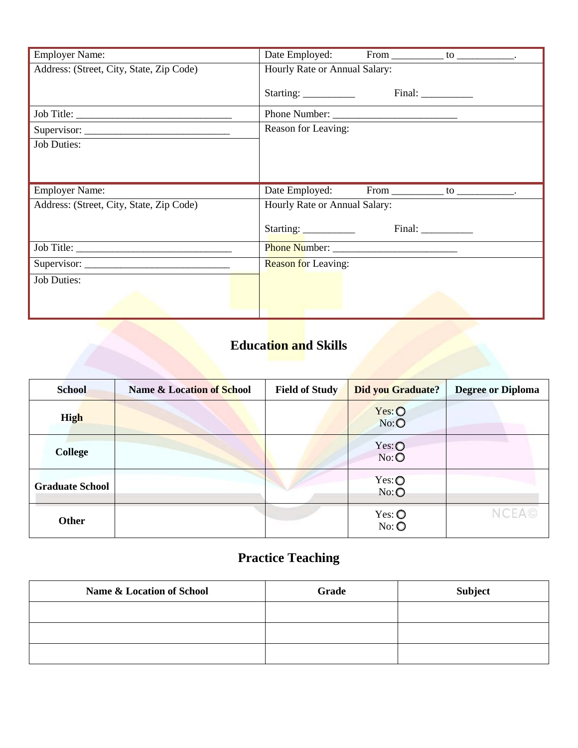| Employer Name: | Date Employed: From __________ to ___________. |
|---|---|
| Address: (Street, City, State, Zip Code) | Hourly Rate or Annual Salary:<br><br>Starting: __________ Final: __________ |
| Job Title: ______________________________ | Phone Number: ________________________ |
| Supervisor: ____________________________ | Reason for Leaving: |
| Job Duties: | |

| Employer Name: | Date Employed: From __________ to ___________. |
|---|---|
| Address: (Street, City, State, Zip Code) | Hourly Rate or Annual Salary:<br><br>Starting: __________ Final: __________ |
| Job Title: ______________________________ | Phone Number: ________________________ |
| Supervisor: ____________________________ | Reason for Leaving: |
| Job Duties: | |

## Education and Skills

| School | Name & Location of School | Field of Study | Did you Graduate? | Degree or Diploma |
|---|---|---|---|---|
| **High** | | | Yes: ○<br>No: ○ | |
| **College** | | | Yes: ○<br>No: ○ | |
| **Graduate School** | | | Yes: ○<br>No: ○ | |
| **Other** | | | Yes: ○<br>No: ○ | |

## Practice Teaching

| Name & Location of School | Grade | Subject |
|---|---|---|
| | | |
| | | |
| | | |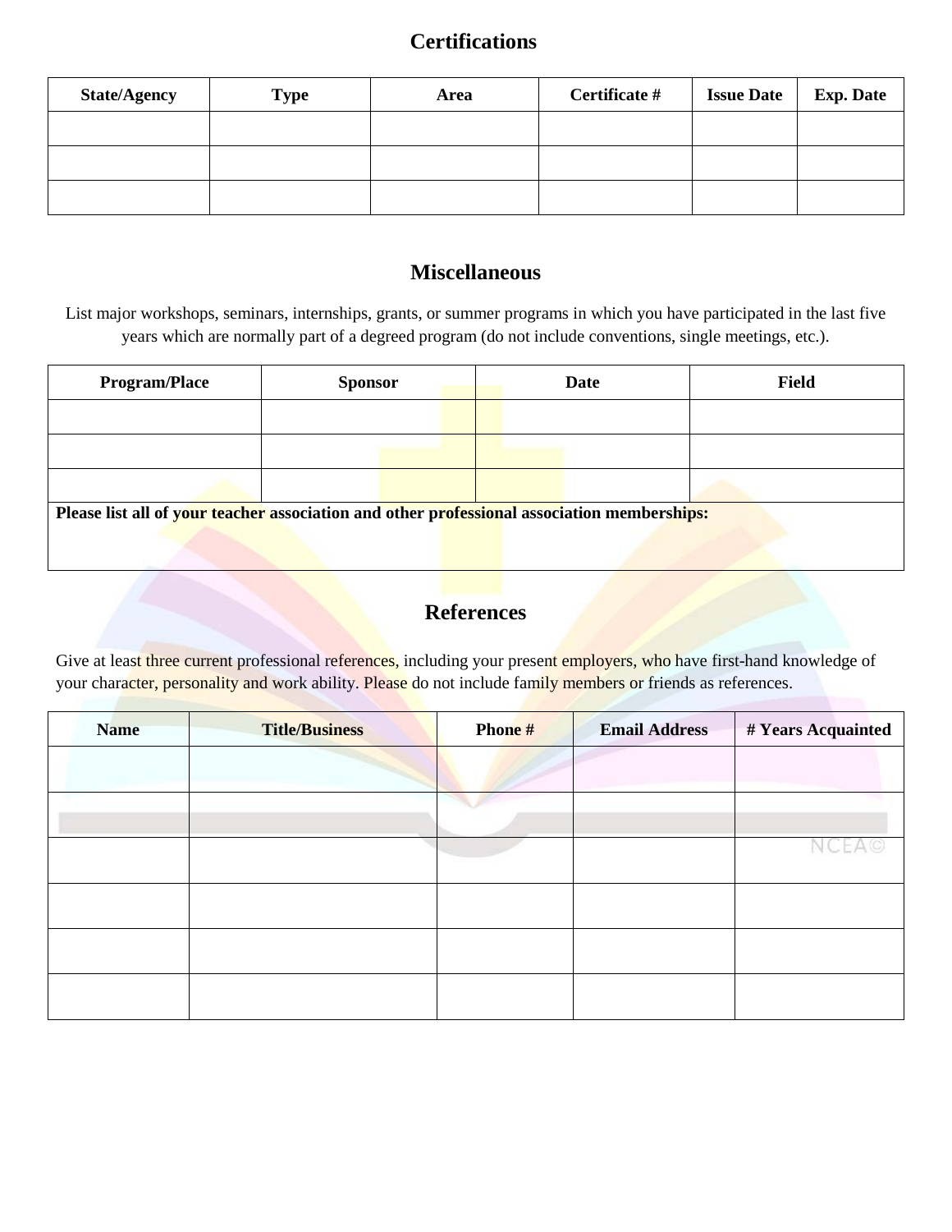## Certifications

| State/Agency | Type | Area | Certificate # | Issue Date | Exp. Date |
|---|---|---|---|---|---|
| | | | | | |
| | | | | | |
| | | | | | |

## Miscellaneous

List major workshops, seminars, internships, grants, or summer programs in which you have participated in the last five years which are normally part of a degreed program (do not include conventions, single meetings, etc.).

| Program/Place | Sponsor | Date | Field |
|---|---|---|---|
| | | | |
| | | | |
| | | | |
| **Please list all of your teacher association and other professional association memberships:** | | | |

## References

Give at least three current professional references, including your present employers, who have first-hand knowledge of your character, personality and work ability. Please do not include family members or friends as references.

| Name | Title/Business | Phone # | Email Address | # Years Acquainted |
|---|---|---|---|---|
| | | | | |
| | | | | |
| | | | | |
| | | | | |
| | | | | |
| | | | | |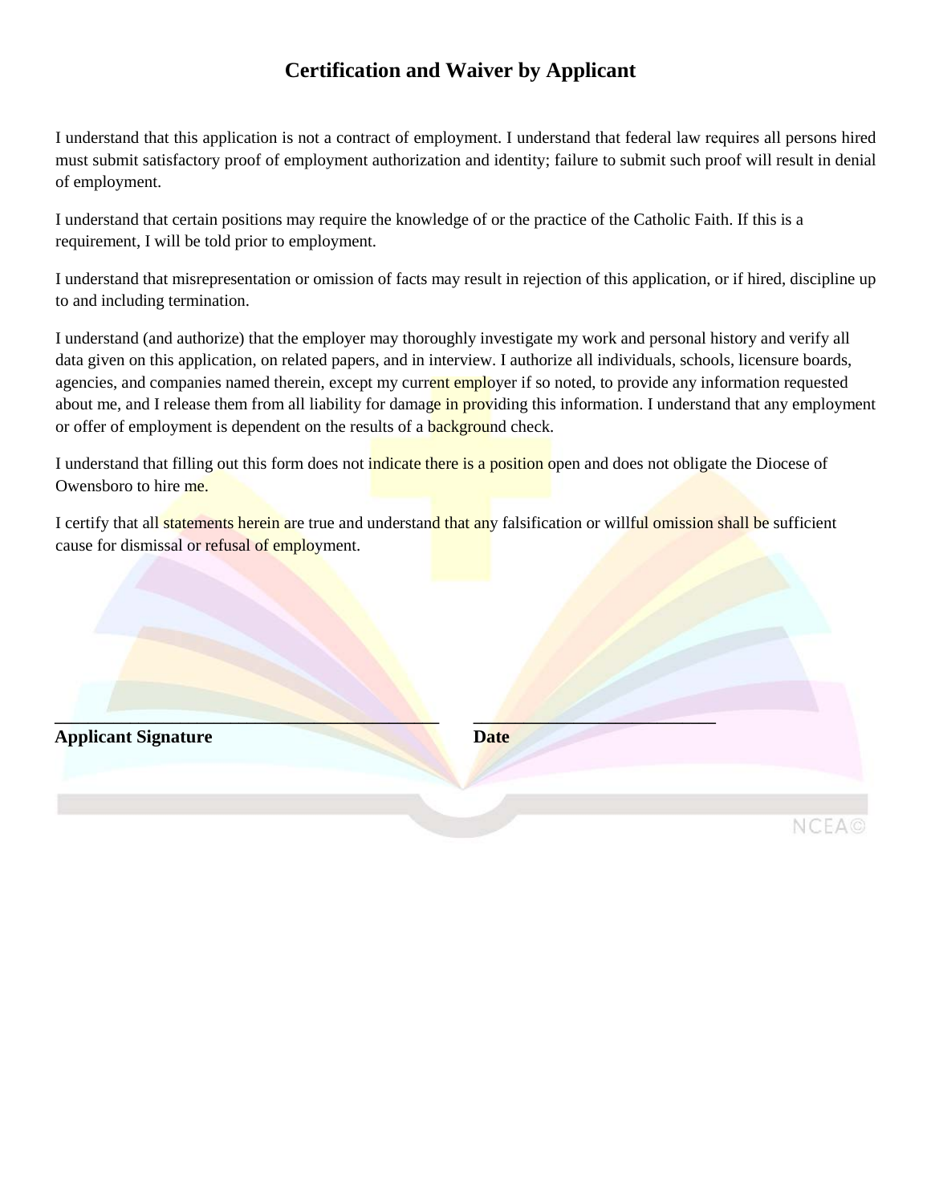## Certification and Waiver by Applicant

I understand that this application is not a contract of employment. I understand that federal law requires all persons hired must submit satisfactory proof of employment authorization and identity; failure to submit such proof will result in denial of employment.

I understand that certain positions may require the knowledge of or the practice of the Catholic Faith. If this is a requirement, I will be told prior to employment.

I understand that misrepresentation or omission of facts may result in rejection of this application, or if hired, discipline up to and including termination.

I understand (and authorize) that the employer may thoroughly investigate my work and personal history and verify all data given on this application, on related papers, and in interview. I authorize all individuals, schools, licensure boards, agencies, and companies named therein, except my current employer if so noted, to provide any information requested about me, and I release them from all liability for damage in providing this information. I understand that any employment or offer of employment is dependent on the results of a background check.

I understand that filling out this form does not indicate there is a position open and does not obligate the Diocese of Owensboro to hire me.

I certify that all statements herein are true and understand that any falsification or willful omission shall be sufficient cause for dismissal or refusal of employment.

______________________________________ ______________________________

**Applicant Signature** **Date**

NCEA©